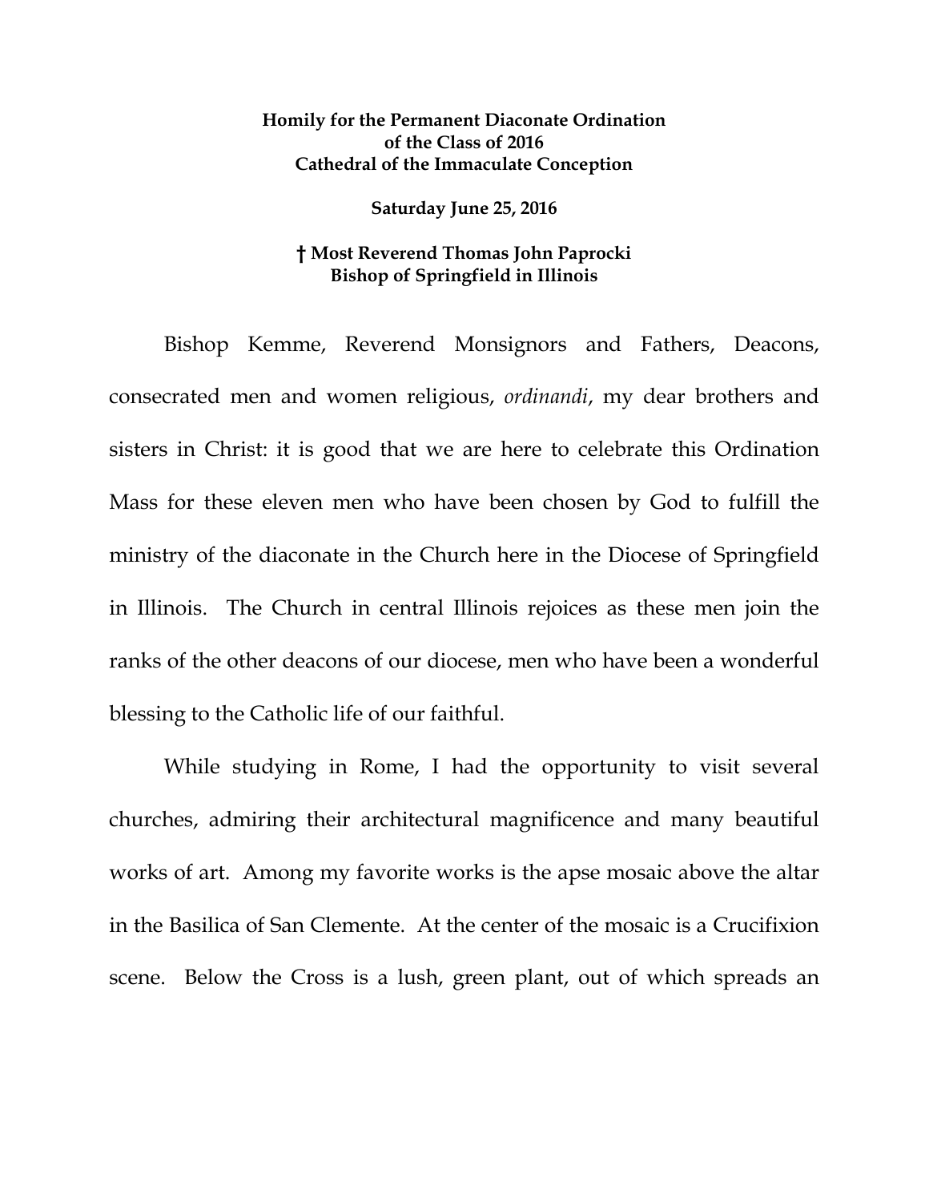**Homily for the Permanent Diaconate Ordination of the Class of 2016**
**Cathedral of the Immaculate Conception**

**Saturday June 25, 2016**

**† Most Reverend Thomas John Paprocki**
**Bishop of Springfield in Illinois**

Bishop Kemme, Reverend Monsignors and Fathers, Deacons, consecrated men and women religious, *ordinandi*, my dear brothers and sisters in Christ: it is good that we are here to celebrate this Ordination Mass for these eleven men who have been chosen by God to fulfill the ministry of the diaconate in the Church here in the Diocese of Springfield in Illinois. The Church in central Illinois rejoices as these men join the ranks of the other deacons of our diocese, men who have been a wonderful blessing to the Catholic life of our faithful.

While studying in Rome, I had the opportunity to visit several churches, admiring their architectural magnificence and many beautiful works of art. Among my favorite works is the apse mosaic above the altar in the Basilica of San Clemente. At the center of the mosaic is a Crucifixion scene. Below the Cross is a lush, green plant, out of which spreads an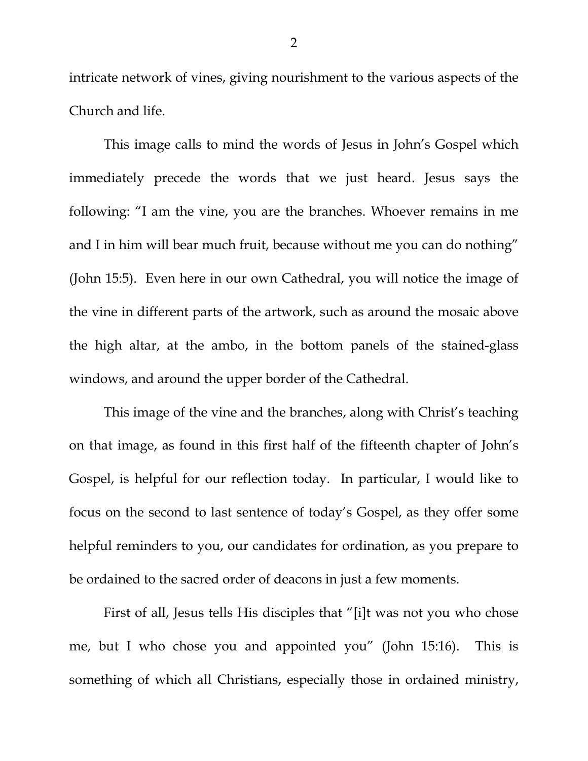intricate network of vines, giving nourishment to the various aspects of the Church and life.

This image calls to mind the words of Jesus in John's Gospel which immediately precede the words that we just heard. Jesus says the following: "I am the vine, you are the branches. Whoever remains in me and I in him will bear much fruit, because without me you can do nothing" (John 15:5). Even here in our own Cathedral, you will notice the image of the vine in different parts of the artwork, such as around the mosaic above the high altar, at the ambo, in the bottom panels of the stained-glass windows, and around the upper border of the Cathedral.

This image of the vine and the branches, along with Christ's teaching on that image, as found in this first half of the fifteenth chapter of John's Gospel, is helpful for our reflection today. In particular, I would like to focus on the second to last sentence of today's Gospel, as they offer some helpful reminders to you, our candidates for ordination, as you prepare to be ordained to the sacred order of deacons in just a few moments.

First of all, Jesus tells His disciples that "[i]t was not you who chose me, but I who chose you and appointed you" (John 15:16). This is something of which all Christians, especially those in ordained ministry,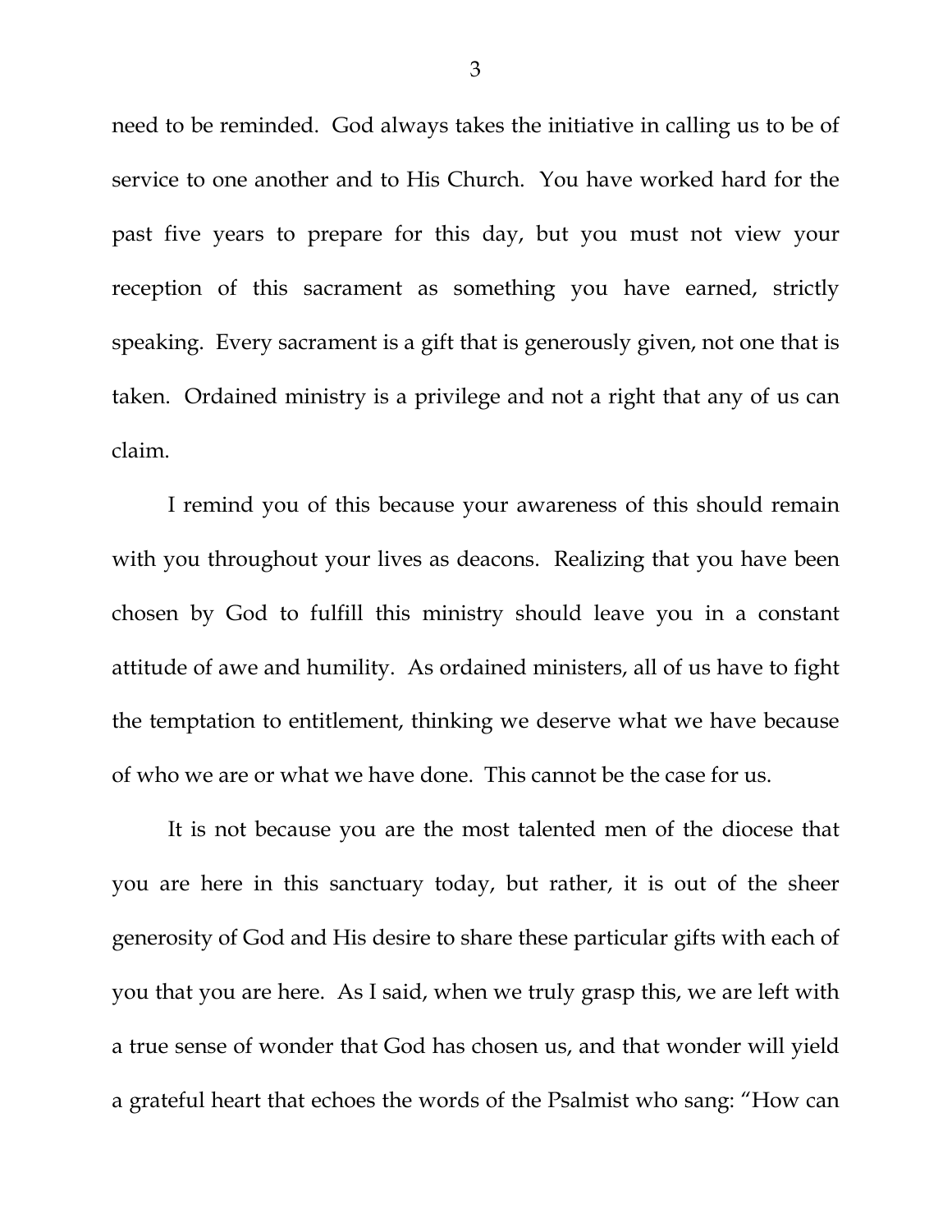need to be reminded. God always takes the initiative in calling us to be of service to one another and to His Church. You have worked hard for the past five years to prepare for this day, but you must not view your reception of this sacrament as something you have earned, strictly speaking. Every sacrament is a gift that is generously given, not one that is taken. Ordained ministry is a privilege and not a right that any of us can claim.

I remind you of this because your awareness of this should remain with you throughout your lives as deacons. Realizing that you have been chosen by God to fulfill this ministry should leave you in a constant attitude of awe and humility. As ordained ministers, all of us have to fight the temptation to entitlement, thinking we deserve what we have because of who we are or what we have done. This cannot be the case for us.

It is not because you are the most talented men of the diocese that you are here in this sanctuary today, but rather, it is out of the sheer generosity of God and His desire to share these particular gifts with each of you that you are here. As I said, when we truly grasp this, we are left with a true sense of wonder that God has chosen us, and that wonder will yield a grateful heart that echoes the words of the Psalmist who sang: "How can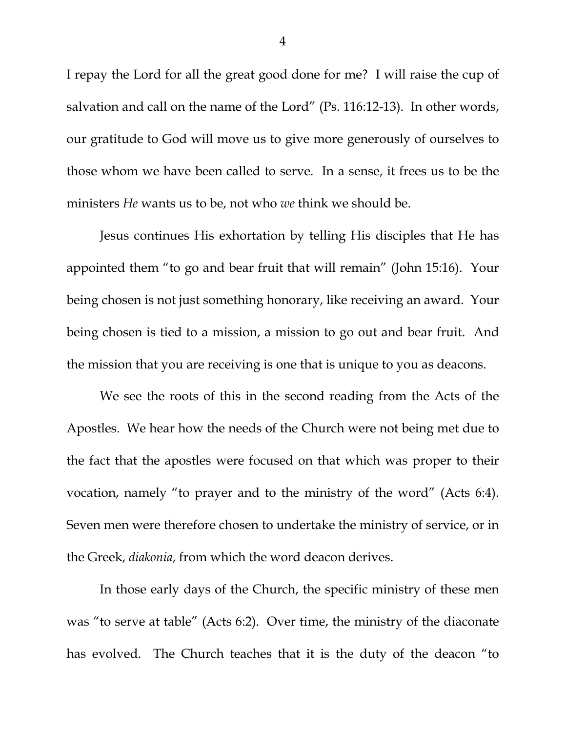I repay the Lord for all the great good done for me? I will raise the cup of salvation and call on the name of the Lord" (Ps. 116:12-13). In other words, our gratitude to God will move us to give more generously of ourselves to those whom we have been called to serve. In a sense, it frees us to be the ministers *He* wants us to be, not who *we* think we should be.

Jesus continues His exhortation by telling His disciples that He has appointed them "to go and bear fruit that will remain" (John 15:16). Your being chosen is not just something honorary, like receiving an award. Your being chosen is tied to a mission, a mission to go out and bear fruit. And the mission that you are receiving is one that is unique to you as deacons.

We see the roots of this in the second reading from the Acts of the Apostles. We hear how the needs of the Church were not being met due to the fact that the apostles were focused on that which was proper to their vocation, namely "to prayer and to the ministry of the word" (Acts 6:4). Seven men were therefore chosen to undertake the ministry of service, or in the Greek, *diakonia*, from which the word deacon derives.

In those early days of the Church, the specific ministry of these men was "to serve at table" (Acts 6:2). Over time, the ministry of the diaconate has evolved. The Church teaches that it is the duty of the deacon "to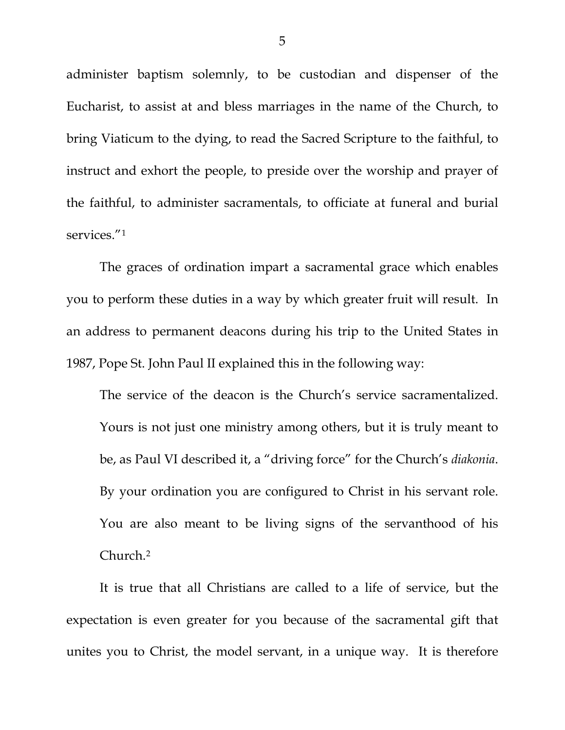administer baptism solemnly, to be custodian and dispenser of the Eucharist, to assist at and bless marriages in the name of the Church, to bring Viaticum to the dying, to read the Sacred Scripture to the faithful, to instruct and exhort the people, to preside over the worship and prayer of the faithful, to administer sacramentals, to officiate at funeral and burial services."[1]

The graces of ordination impart a sacramental grace which enables you to perform these duties in a way by which greater fruit will result. In an address to permanent deacons during his trip to the United States in 1987, Pope St. John Paul II explained this in the following way:

> The service of the deacon is the Church's service sacramentalized. Yours is not just one ministry among others, but it is truly meant to be, as Paul VI described it, a "driving force" for the Church's *diakonia*. By your ordination you are configured to Christ in his servant role. You are also meant to be living signs of the servanthood of his Church.[2]

It is true that all Christians are called to a life of service, but the expectation is even greater for you because of the sacramental gift that unites you to Christ, the model servant, in a unique way. It is therefore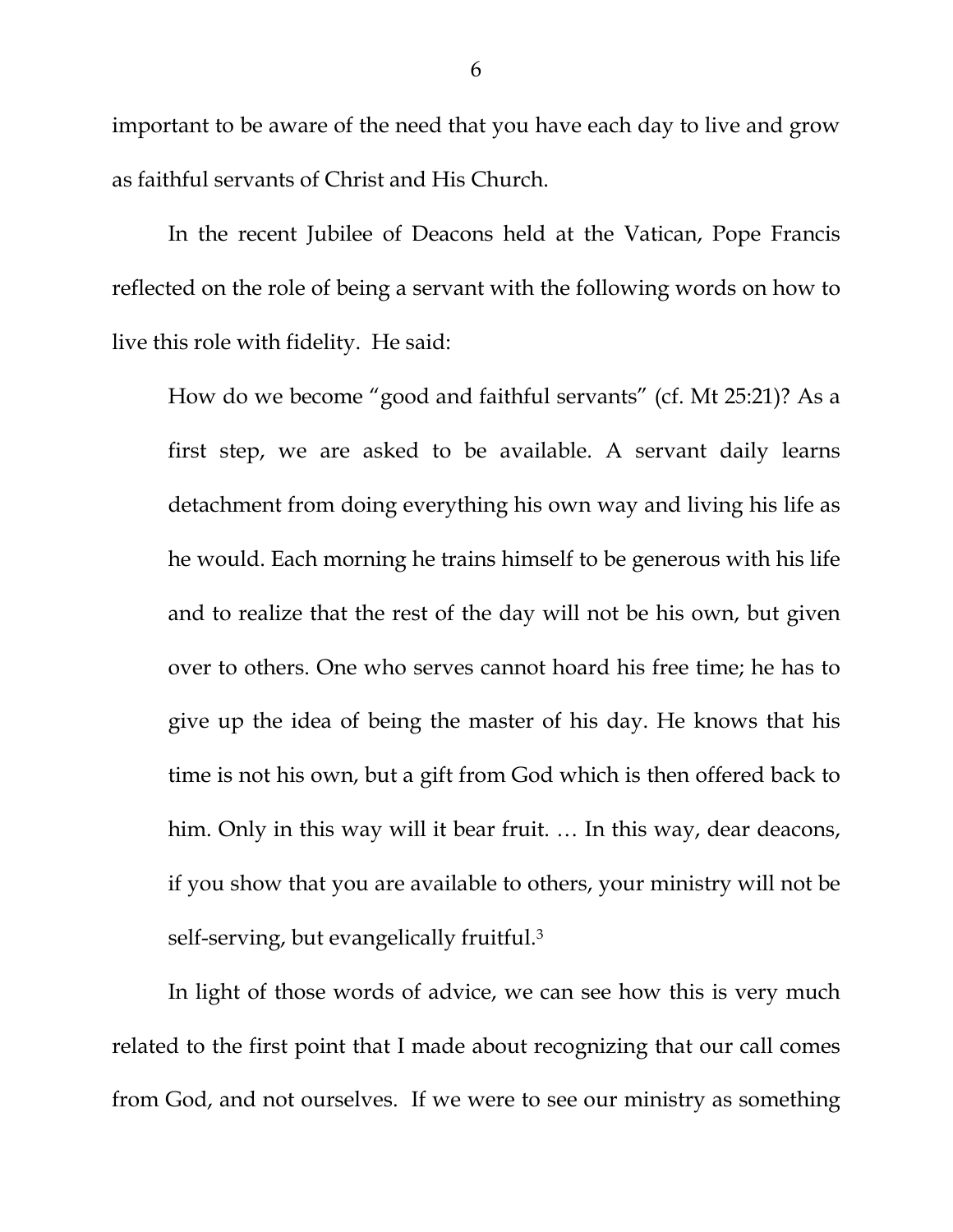important to be aware of the need that you have each day to live and grow as faithful servants of Christ and His Church.

In the recent Jubilee of Deacons held at the Vatican, Pope Francis reflected on the role of being a servant with the following words on how to live this role with fidelity. He said:

> How do we become "good and faithful servants" (cf. Mt 25:21)? As a first step, we are asked to be available. A servant daily learns detachment from doing everything his own way and living his life as he would. Each morning he trains himself to be generous with his life and to realize that the rest of the day will not be his own, but given over to others. One who serves cannot hoard his free time; he has to give up the idea of being the master of his day. He knows that his time is not his own, but a gift from God which is then offered back to him. Only in this way will it bear fruit. … In this way, dear deacons, if you show that you are available to others, your ministry will not be self-serving, but evangelically fruitful.[3]

In light of those words of advice, we can see how this is very much related to the first point that I made about recognizing that our call comes from God, and not ourselves. If we were to see our ministry as something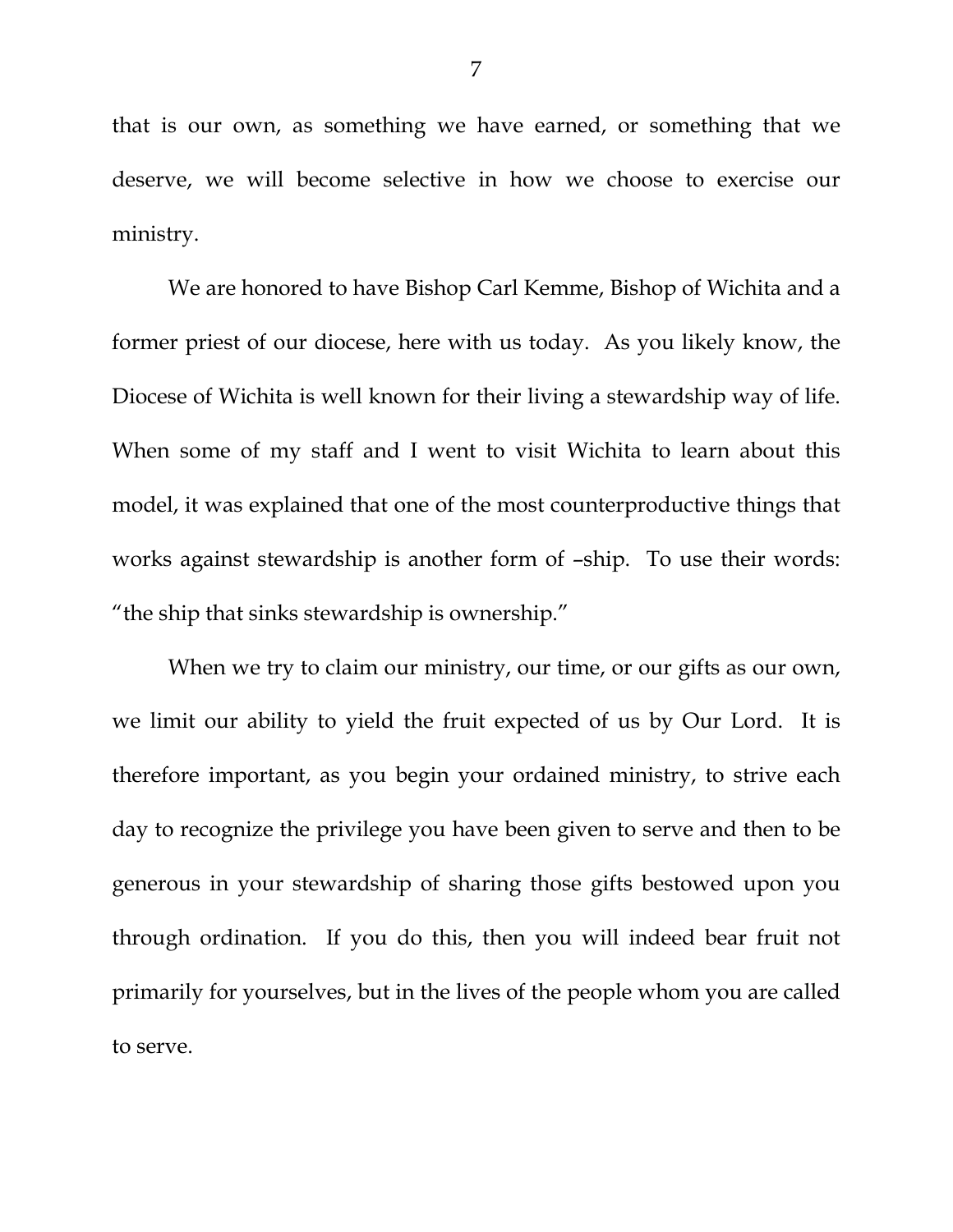that is our own, as something we have earned, or something that we deserve, we will become selective in how we choose to exercise our ministry.

We are honored to have Bishop Carl Kemme, Bishop of Wichita and a former priest of our diocese, here with us today. As you likely know, the Diocese of Wichita is well known for their living a stewardship way of life. When some of my staff and I went to visit Wichita to learn about this model, it was explained that one of the most counterproductive things that works against stewardship is another form of –ship. To use their words: "the ship that sinks stewardship is ownership."

When we try to claim our ministry, our time, or our gifts as our own, we limit our ability to yield the fruit expected of us by Our Lord. It is therefore important, as you begin your ordained ministry, to strive each day to recognize the privilege you have been given to serve and then to be generous in your stewardship of sharing those gifts bestowed upon you through ordination. If you do this, then you will indeed bear fruit not primarily for yourselves, but in the lives of the people whom you are called to serve.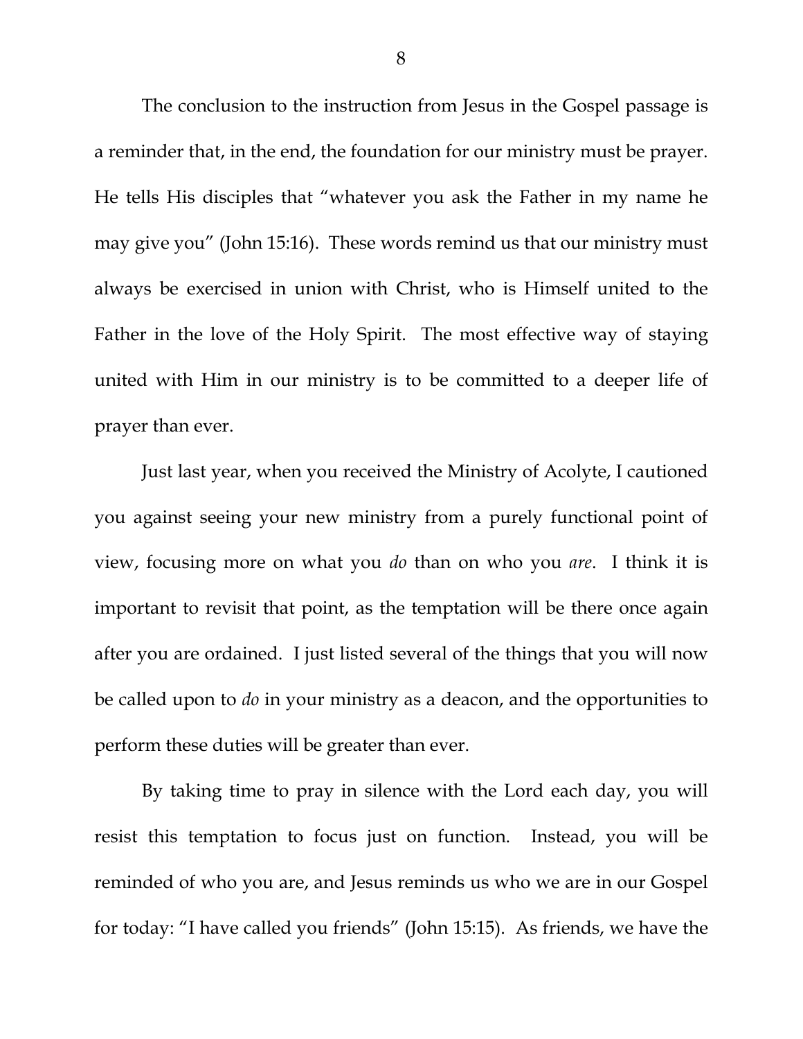The conclusion to the instruction from Jesus in the Gospel passage is a reminder that, in the end, the foundation for our ministry must be prayer. He tells His disciples that "whatever you ask the Father in my name he may give you" (John 15:16). These words remind us that our ministry must always be exercised in union with Christ, who is Himself united to the Father in the love of the Holy Spirit. The most effective way of staying united with Him in our ministry is to be committed to a deeper life of prayer than ever.

Just last year, when you received the Ministry of Acolyte, I cautioned you against seeing your new ministry from a purely functional point of view, focusing more on what you *do* than on who you *are*. I think it is important to revisit that point, as the temptation will be there once again after you are ordained. I just listed several of the things that you will now be called upon to *do* in your ministry as a deacon, and the opportunities to perform these duties will be greater than ever.

By taking time to pray in silence with the Lord each day, you will resist this temptation to focus just on function. Instead, you will be reminded of who you are, and Jesus reminds us who we are in our Gospel for today: "I have called you friends" (John 15:15). As friends, we have the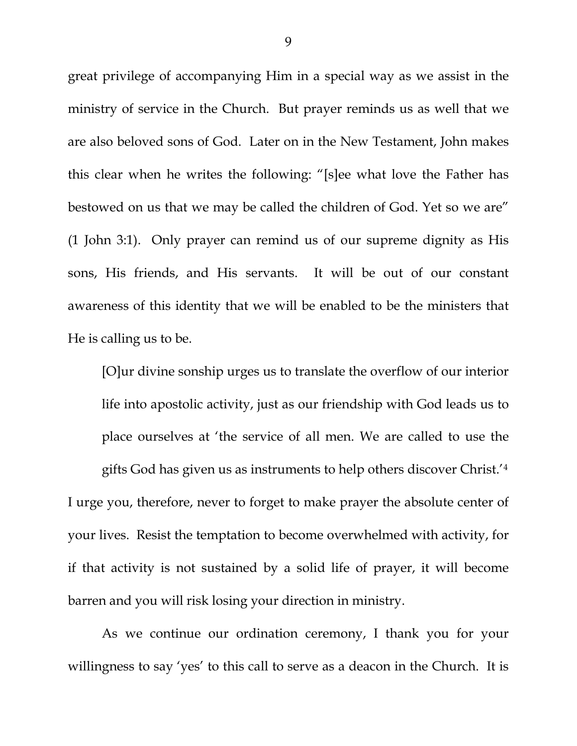great privilege of accompanying Him in a special way as we assist in the ministry of service in the Church. But prayer reminds us as well that we are also beloved sons of God. Later on in the New Testament, John makes this clear when he writes the following: "[s]ee what love the Father has bestowed on us that we may be called the children of God. Yet so we are" (1 John 3:1). Only prayer can remind us of our supreme dignity as His sons, His friends, and His servants. It will be out of our constant awareness of this identity that we will be enabled to be the ministers that He is calling us to be.

> [O]ur divine sonship urges us to translate the overflow of our interior life into apostolic activity, just as our friendship with God leads us to place ourselves at 'the service of all men. We are called to use the gifts God has given us as instruments to help others discover Christ.'[4]

I urge you, therefore, never to forget to make prayer the absolute center of your lives. Resist the temptation to become overwhelmed with activity, for if that activity is not sustained by a solid life of prayer, it will become barren and you will risk losing your direction in ministry.

As we continue our ordination ceremony, I thank you for your willingness to say 'yes' to this call to serve as a deacon in the Church. It is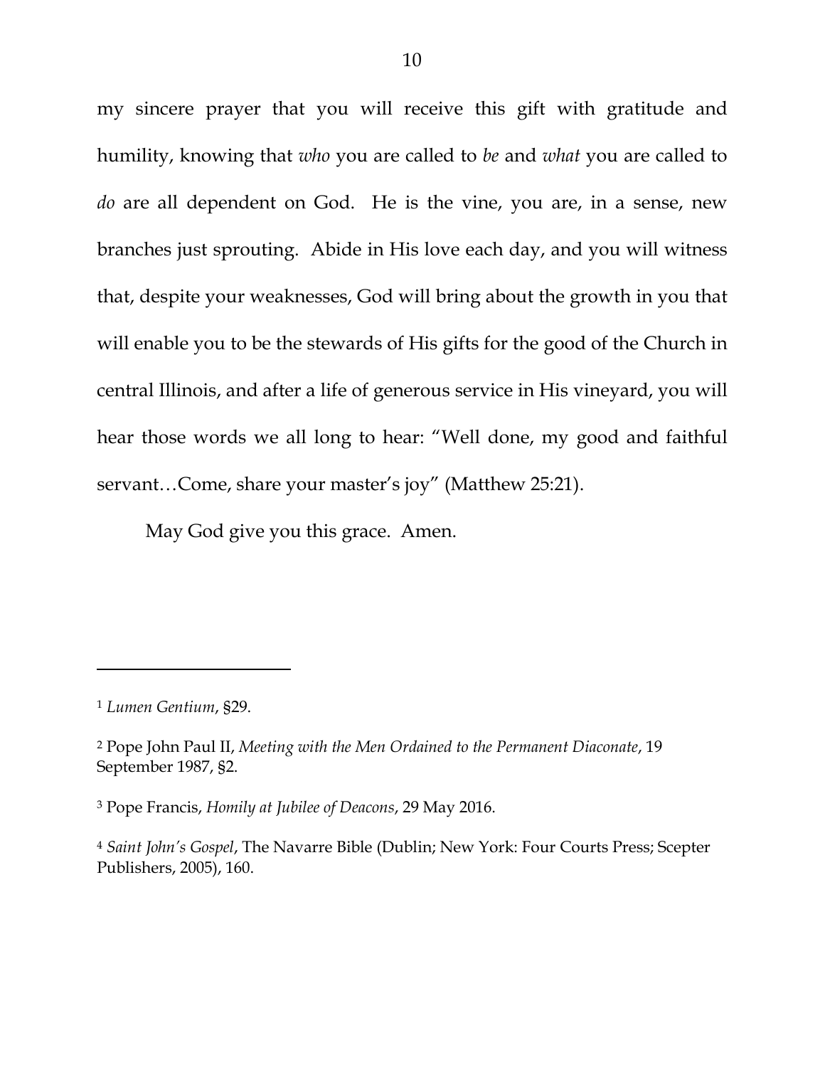my sincere prayer that you will receive this gift with gratitude and humility, knowing that *who* you are called to *be* and *what* you are called to *do* are all dependent on God. He is the vine, you are, in a sense, new branches just sprouting. Abide in His love each day, and you will witness that, despite your weaknesses, God will bring about the growth in you that will enable you to be the stewards of His gifts for the good of the Church in central Illinois, and after a life of generous service in His vineyard, you will hear those words we all long to hear: "Well done, my good and faithful servant…Come, share your master's joy" (Matthew 25:21).

May God give you this grace. Amen.

---

[1] *Lumen Gentium*, §29.

[2] Pope John Paul II, *Meeting with the Men Ordained to the Permanent Diaconate*, 19 September 1987, §2.

[3] Pope Francis, *Homily at Jubilee of Deacons*, 29 May 2016.

[4] *Saint John's Gospel*, The Navarre Bible (Dublin; New York: Four Courts Press; Scepter Publishers, 2005), 160.